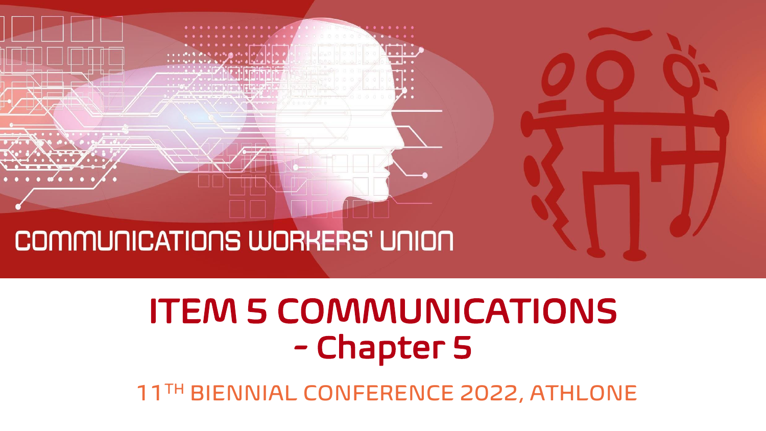COMMUNICATIONS WORKERS' UNION

# ITEM 5 COMMUNICATIONS - Chapter 5

11TH BIENNIAL CONFERENCE 2022, ATHLONE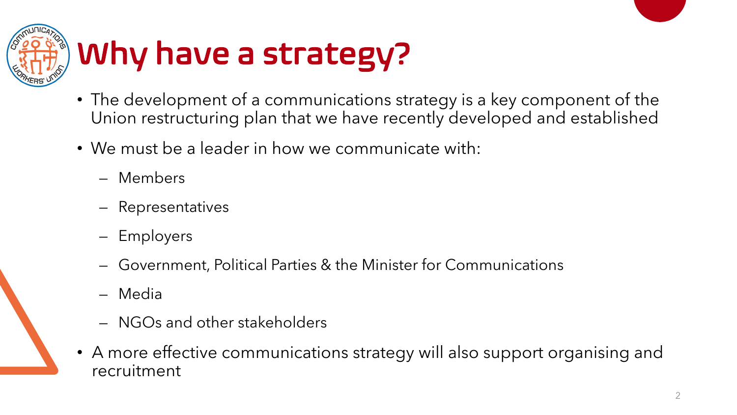# Why have a strategy?

- The development of a communications strategy is a key component of the Union restructuring plan that we have recently developed and established
- We must be a leader in how we communicate with:
  - Members
  - Representatives
  - Employers
  - Government, Political Parties & the Minister for Communications
  - Media
  - NGOs and other stakeholders
- A more effective communications strategy will also support organising and recruitment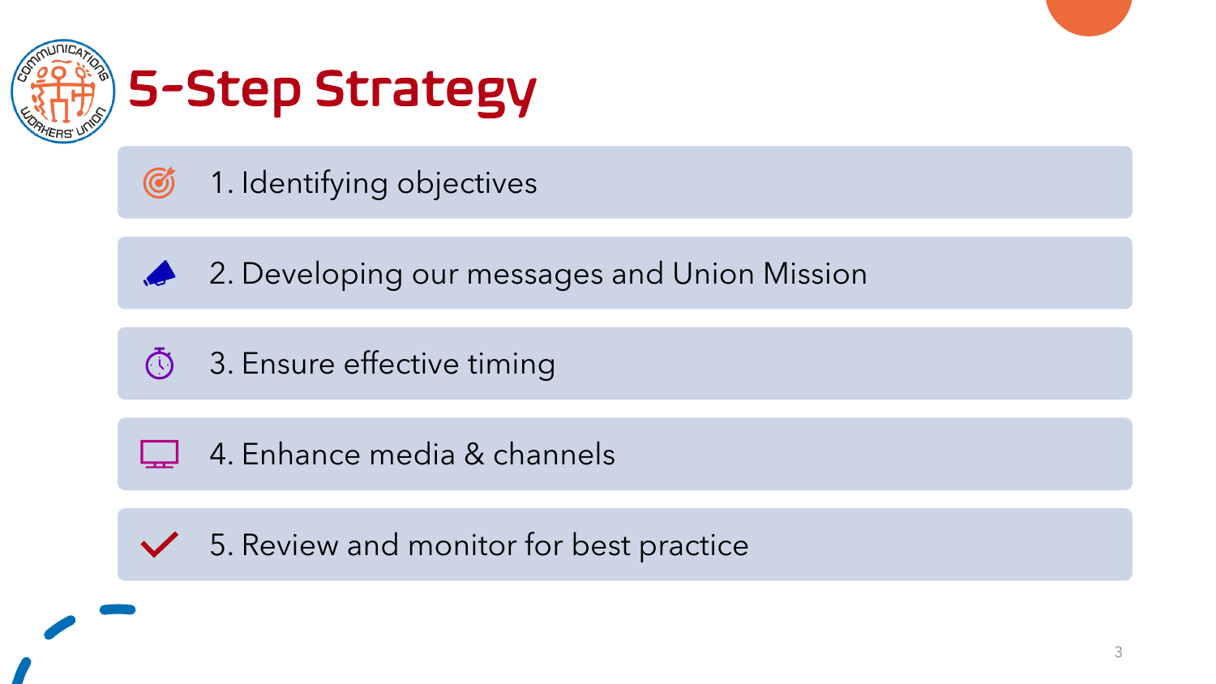# 5-Step Strategy

1. Identifying objectives
2. Developing our messages and Union Mission
3. Ensure effective timing
4. Enhance media & channels
5. Review and monitor for best practice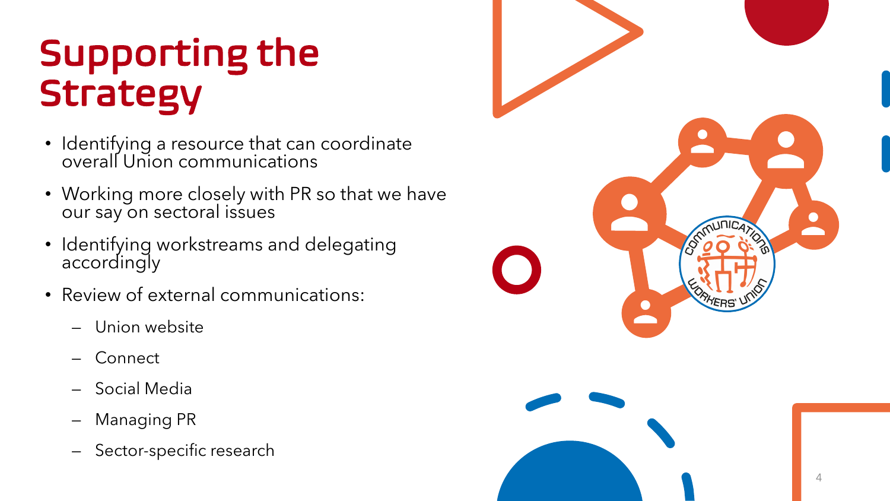# Supporting the Strategy

- Identifying a resource that can coordinate overall Union communications
- Working more closely with PR so that we have our say on sectoral issues
- Identifying workstreams and delegating accordingly
- Review of external communications:
  - Union website
  - Connect
  - Social Media
  - Managing PR
  - Sector-specific research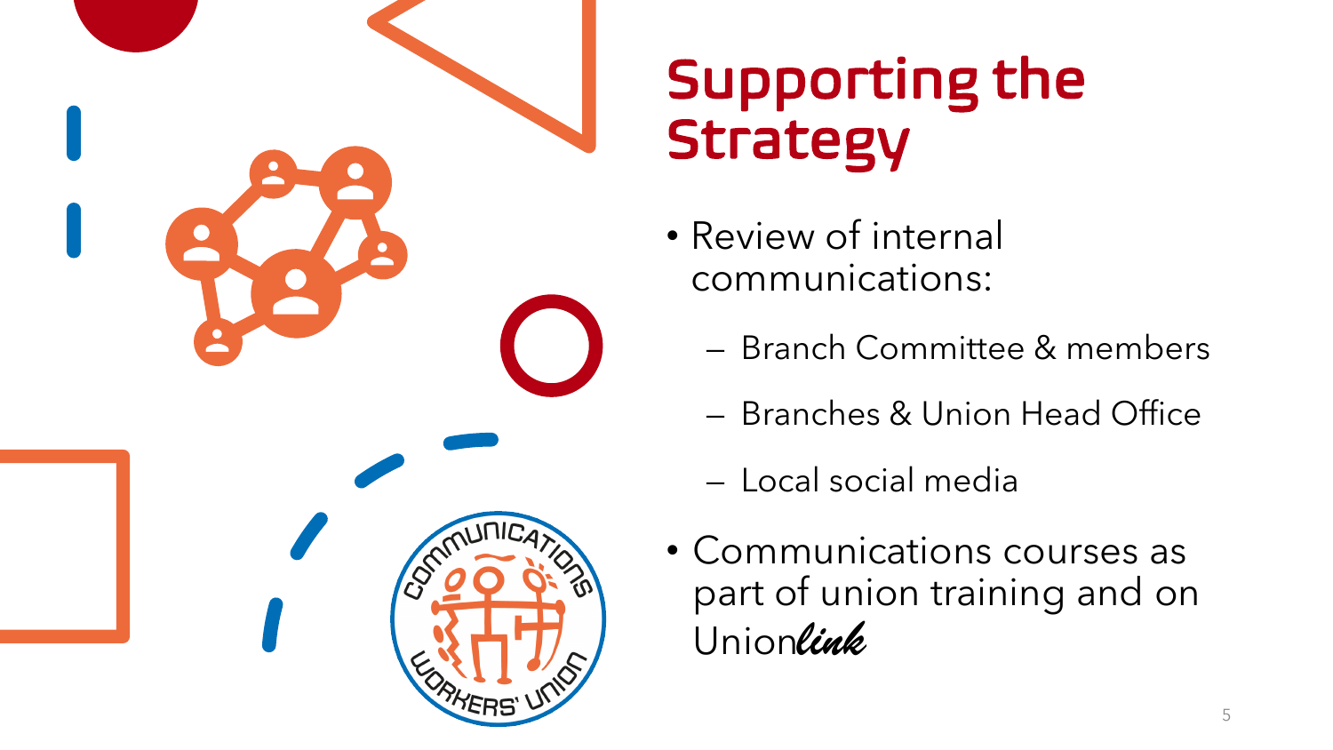# Supporting the Strategy

- Review of internal communications:
  - Branch Committee & members
  - Branches & Union Head Office
  - Local social media
- Communications courses as part of union training and on Union*link*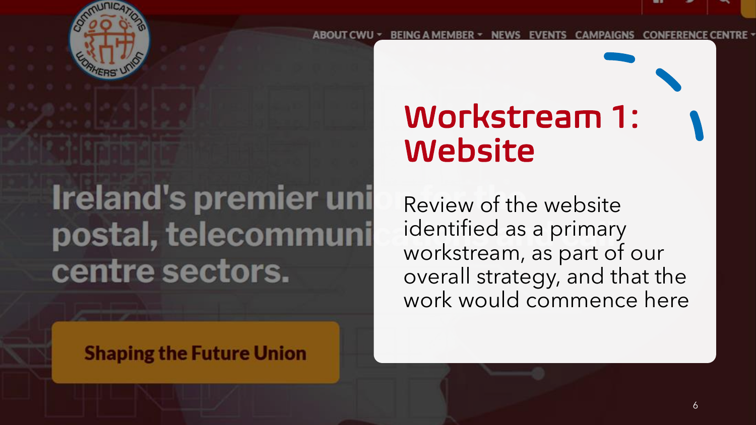# Workstream 1: Website

Review of the website identified as a primary workstream, as part of our overall strategy, and that the work would commence here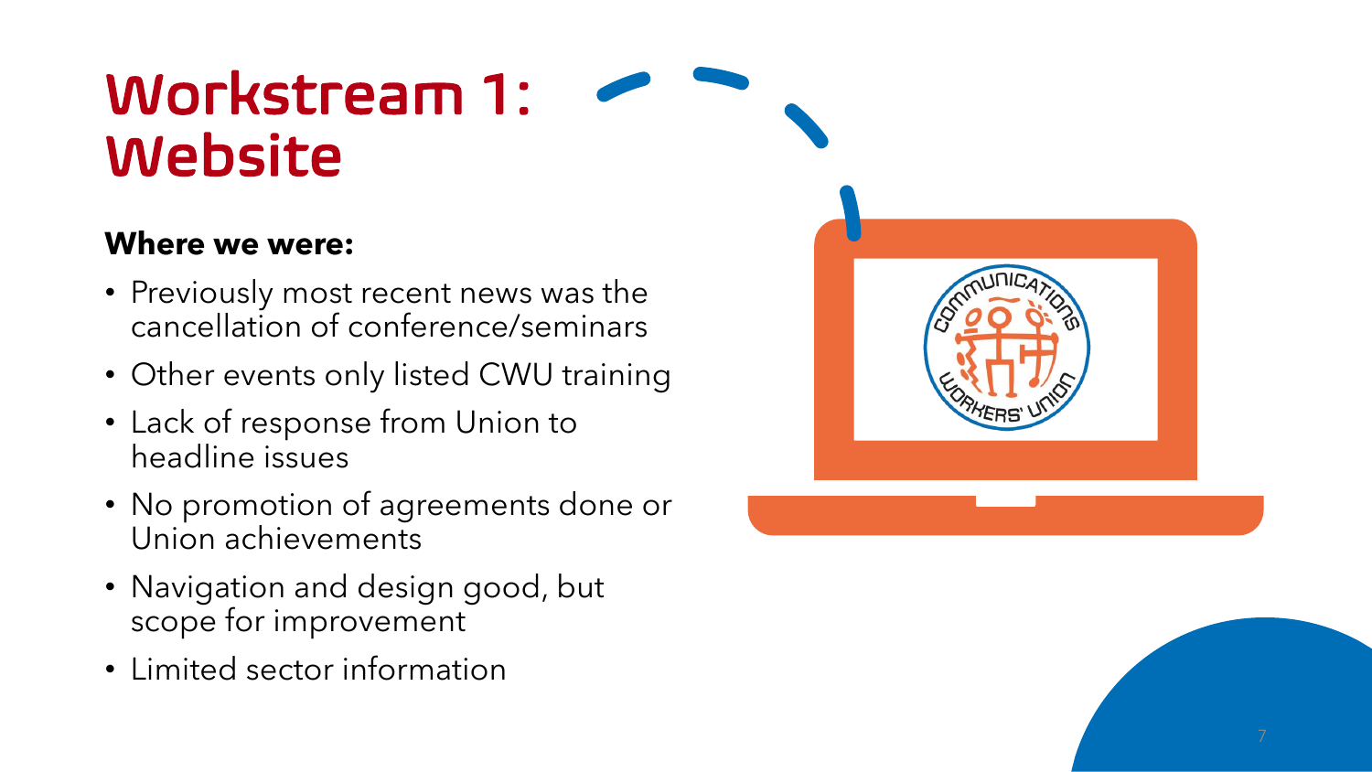# Workstream 1: Website

**Where we were:**

- Previously most recent news was the cancellation of conference/seminars
- Other events only listed CWU training
- Lack of response from Union to headline issues
- No promotion of agreements done or Union achievements
- Navigation and design good, but scope for improvement
- Limited sector information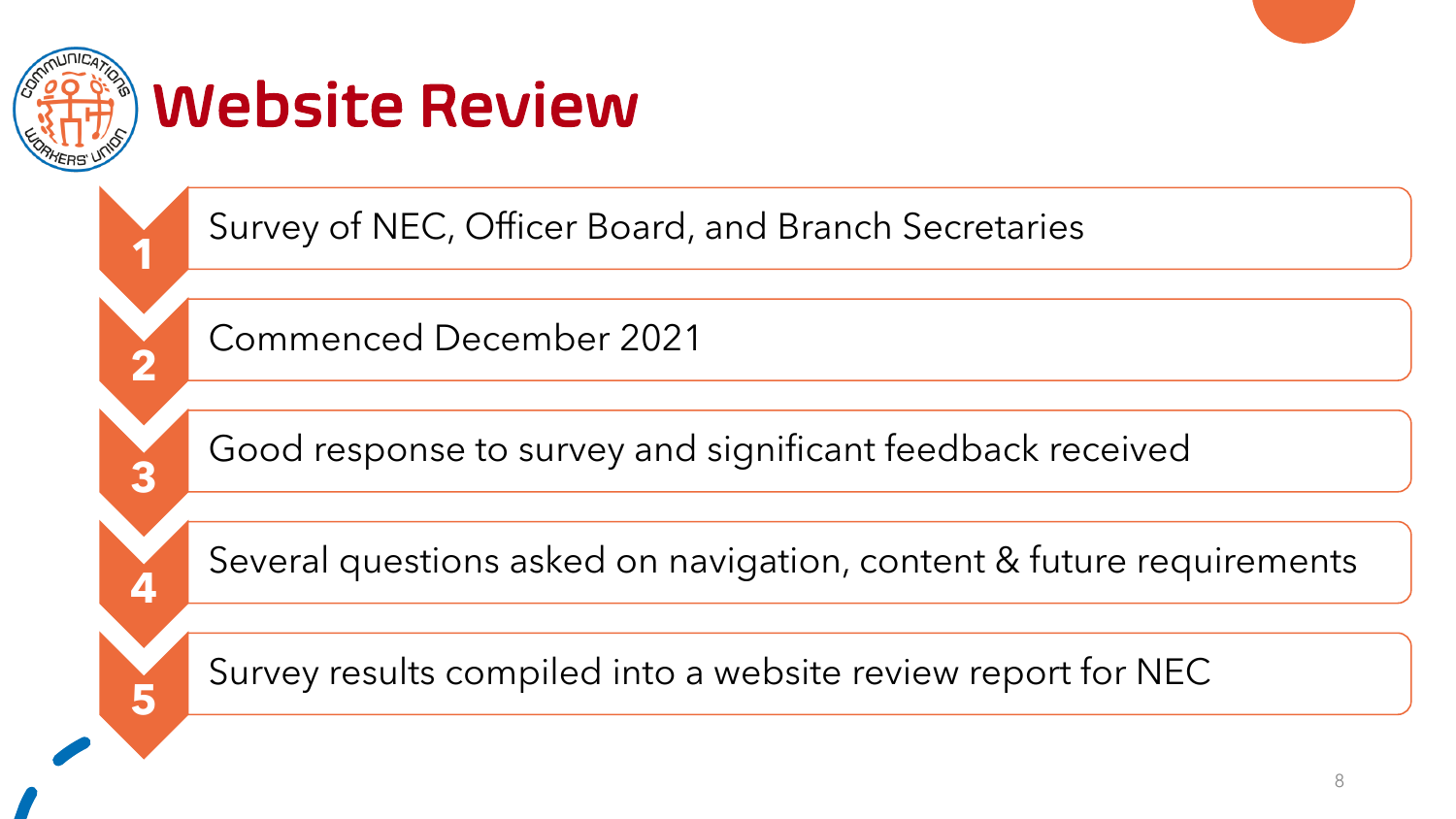# Website Review

1. Survey of NEC, Officer Board, and Branch Secretaries
2. Commenced December 2021
3. Good response to survey and significant feedback received
4. Several questions asked on navigation, content & future requirements
5. Survey results compiled into a website review report for NEC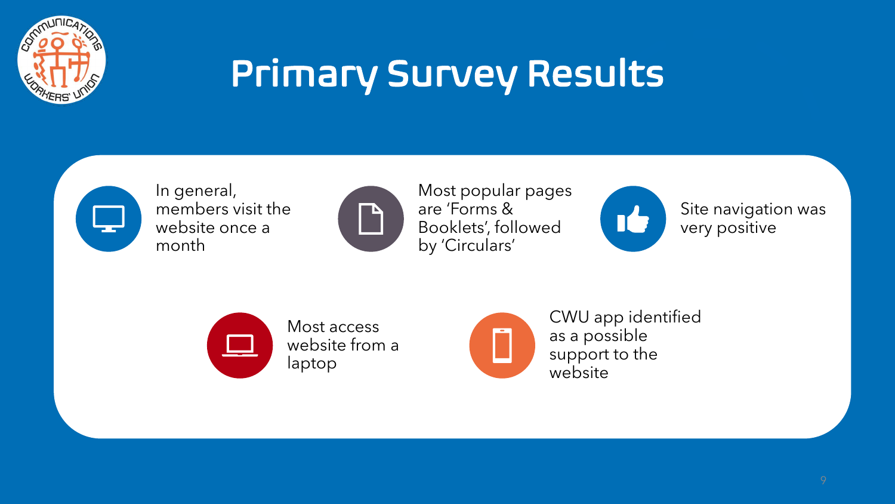# Primary Survey Results

- In general, members visit the website once a month
- Most popular pages are 'Forms & Booklets', followed by 'Circulars'
- Site navigation was very positive
- Most access website from a laptop
- CWU app identified as a possible support to the website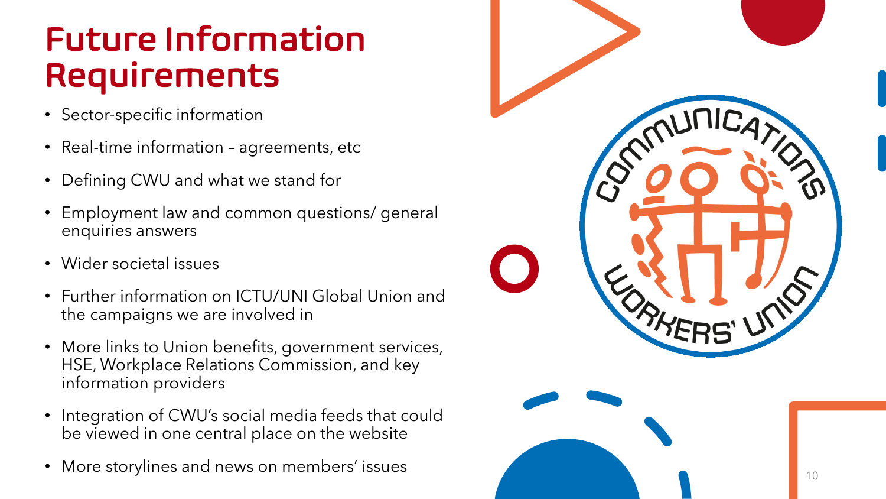# Future Information Requirements

- Sector-specific information
- Real-time information – agreements, etc
- Defining CWU and what we stand for
- Employment law and common questions/ general enquiries answers
- Wider societal issues
- Further information on ICTU/UNI Global Union and the campaigns we are involved in
- More links to Union benefits, government services, HSE, Workplace Relations Commission, and key information providers
- Integration of CWU's social media feeds that could be viewed in one central place on the website
- More storylines and news on members' issues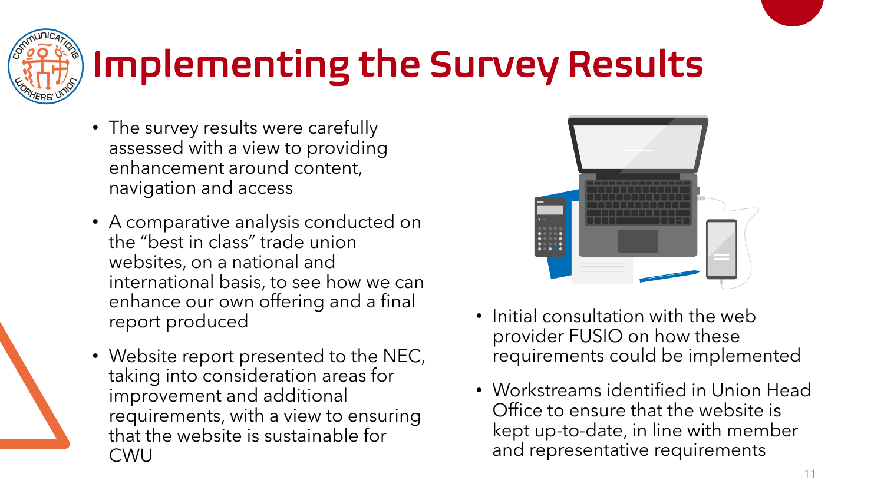# Implementing the Survey Results

- The survey results were carefully assessed with a view to providing enhancement around content, navigation and access
- A comparative analysis conducted on the "best in class" trade union websites, on a national and international basis, to see how we can enhance our own offering and a final report produced
- Website report presented to the NEC, taking into consideration areas for improvement and additional requirements, with a view to ensuring that the website is sustainable for CWU
- Initial consultation with the web provider FUSIO on how these requirements could be implemented
- Workstreams identified in Union Head Office to ensure that the website is kept up-to-date, in line with member and representative requirements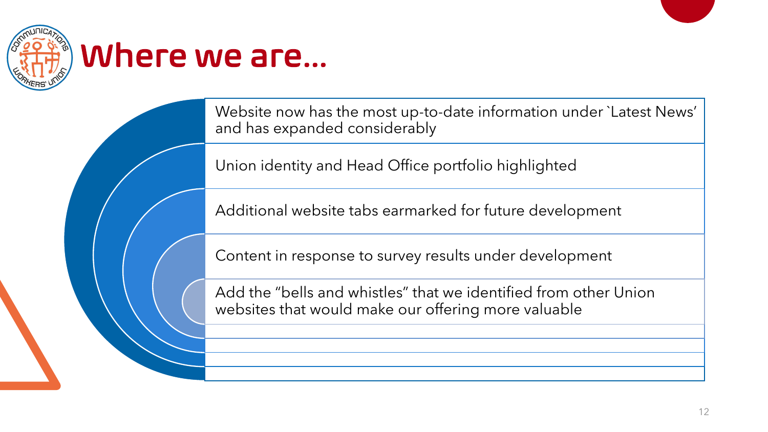# Where we are…

- Website now has the most up-to-date information under `Latest News' and has expanded considerably
- Union identity and Head Office portfolio highlighted
- Additional website tabs earmarked for future development
- Content in response to survey results under development
- Add the "bells and whistles" that we identified from other Union websites that would make our offering more valuable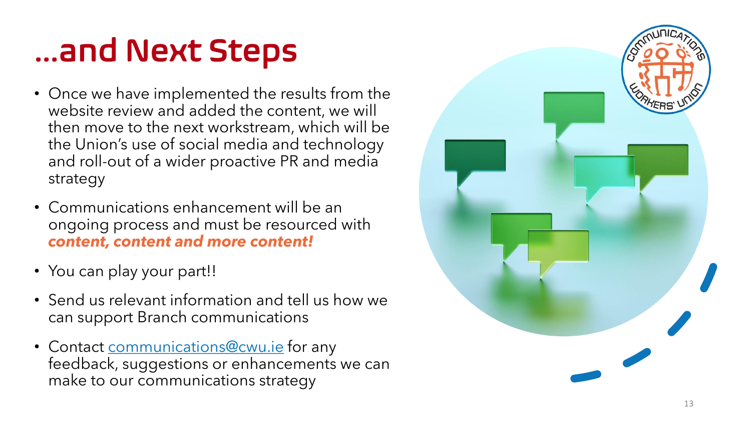# ...and Next Steps

- Once we have implemented the results from the website review and added the content, we will then move to the next workstream, which will be the Union's use of social media and technology and roll-out of a wider proactive PR and media strategy
- Communications enhancement will be an ongoing process and must be resourced with ***content, content and more content!***
- You can play your part!!
- Send us relevant information and tell us how we can support Branch communications
- Contact [communications@cwu.ie](mailto:communications@cwu.ie) for any feedback, suggestions or enhancements we can make to our communications strategy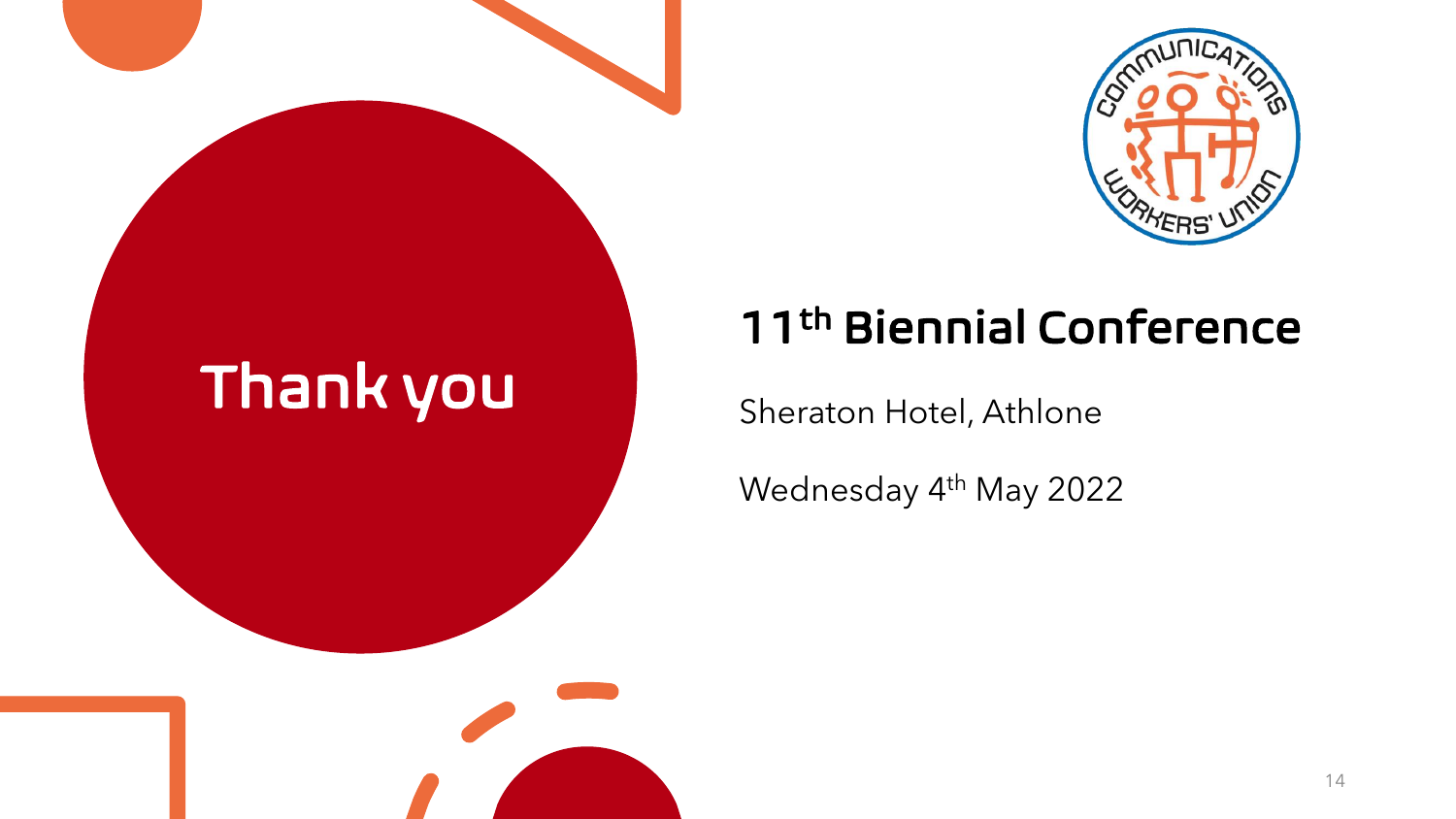# Thank you

## 11th Biennial Conference

Sheraton Hotel, Athlone

Wednesday 4th May 2022